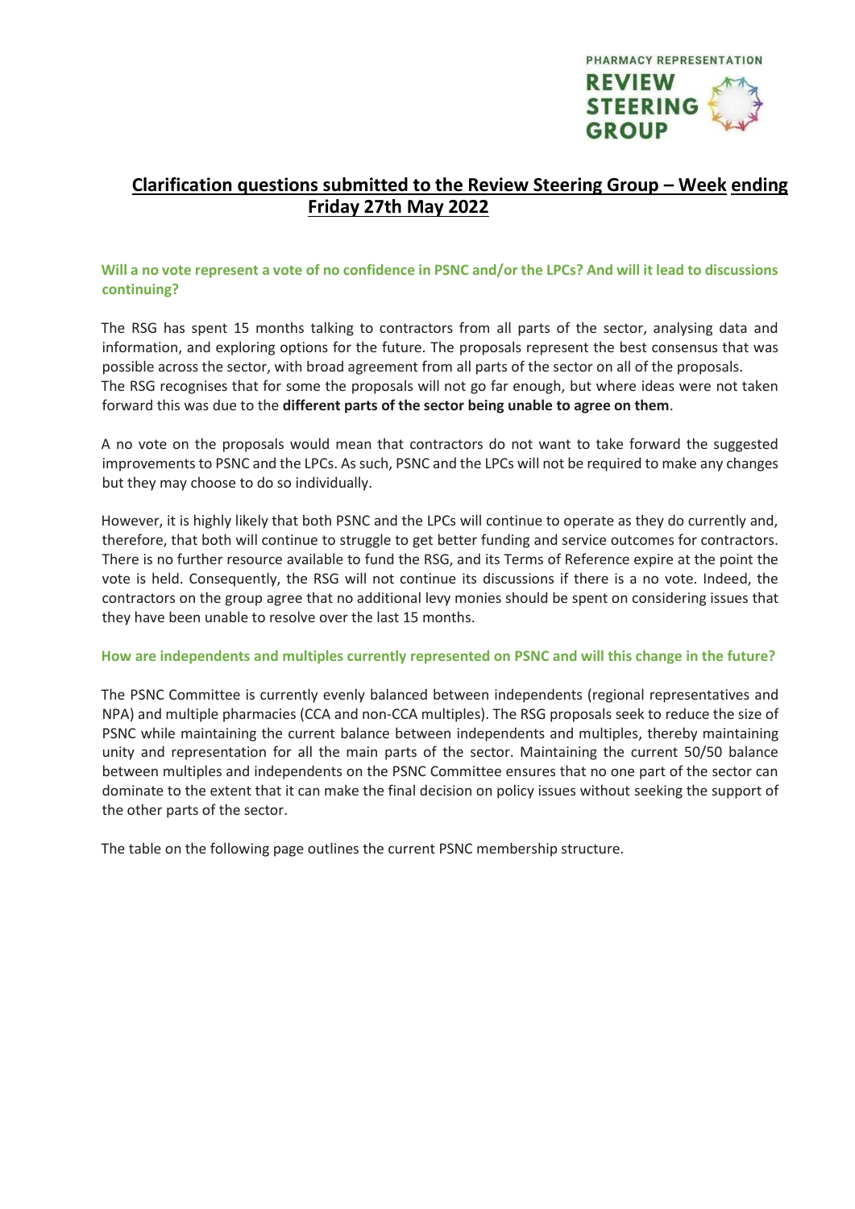PHARMACY REPRESENTATION
**REVIEW STEERING GROUP**

# Clarification questions submitted to the Review Steering Group – Week ending Friday 27th May 2022

### Will a no vote represent a vote of no confidence in PSNC and/or the LPCs? And will it lead to discussions continuing?

The RSG has spent 15 months talking to contractors from all parts of the sector, analysing data and information, and exploring options for the future. The proposals represent the best consensus that was possible across the sector, with broad agreement from all parts of the sector on all of the proposals. The RSG recognises that for some the proposals will not go far enough, but where ideas were not taken forward this was due to the **different parts of the sector being unable to agree on them**.

A no vote on the proposals would mean that contractors do not want to take forward the suggested improvements to PSNC and the LPCs. As such, PSNC and the LPCs will not be required to make any changes but they may choose to do so individually.

However, it is highly likely that both PSNC and the LPCs will continue to operate as they do currently and, therefore, that both will continue to struggle to get better funding and service outcomes for contractors. There is no further resource available to fund the RSG, and its Terms of Reference expire at the point the vote is held. Consequently, the RSG will not continue its discussions if there is a no vote. Indeed, the contractors on the group agree that no additional levy monies should be spent on considering issues that they have been unable to resolve over the last 15 months.

### How are independents and multiples currently represented on PSNC and will this change in the future?

The PSNC Committee is currently evenly balanced between independents (regional representatives and NPA) and multiple pharmacies (CCA and non-CCA multiples). The RSG proposals seek to reduce the size of PSNC while maintaining the current balance between independents and multiples, thereby maintaining unity and representation for all the main parts of the sector. Maintaining the current 50/50 balance between multiples and independents on the PSNC Committee ensures that no one part of the sector can dominate to the extent that it can make the final decision on policy issues without seeking the support of the other parts of the sector.

The table on the following page outlines the current PSNC membership structure.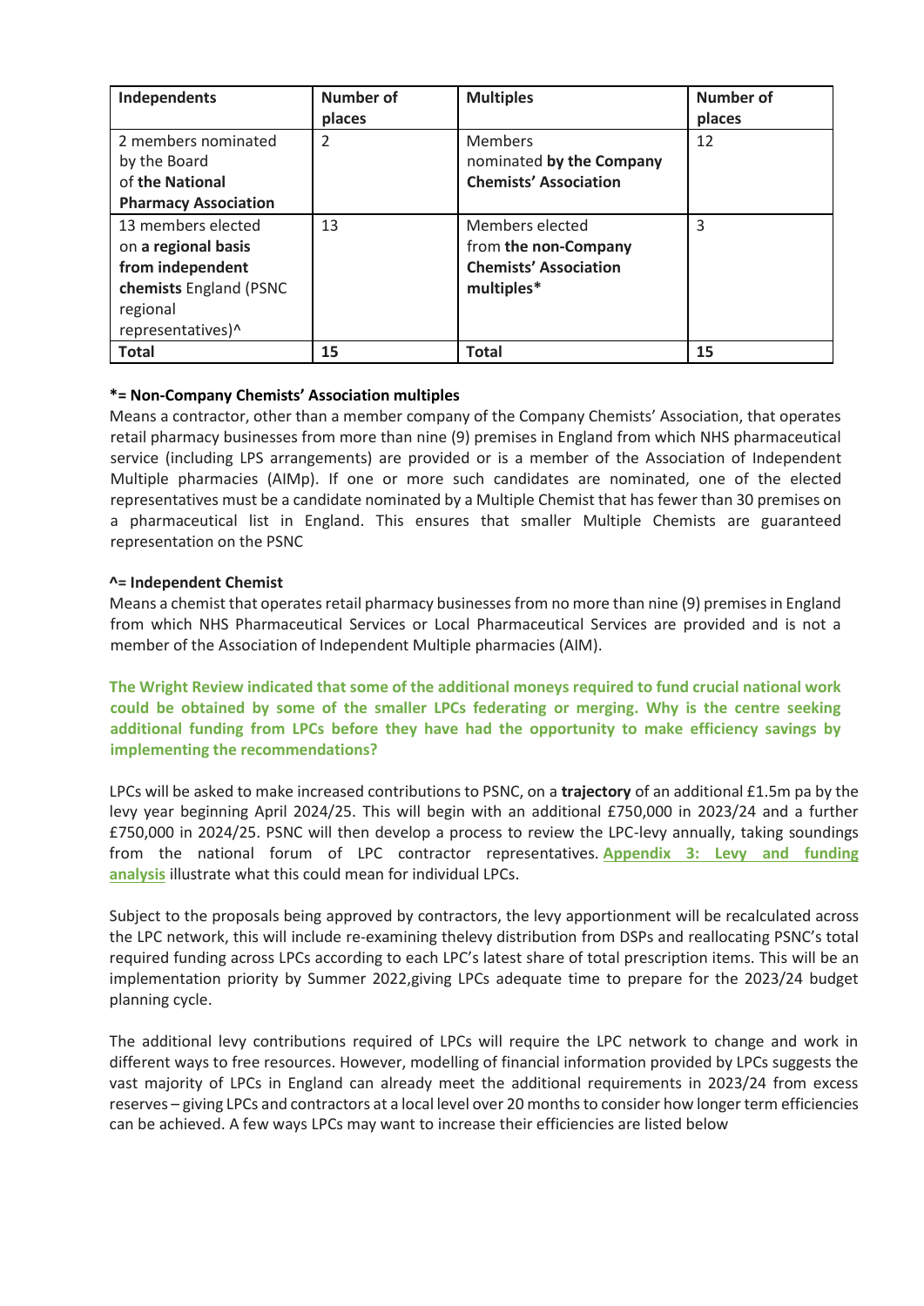| Independents | Number of places | Multiples | Number of places |
|---|---|---|---|
| 2 members nominated by the Board of **the National Pharmacy Association** | 2 | Members nominated **by the Company Chemists' Association** | 12 |
| 13 members elected on **a regional basis from independent chemists** England (PSNC regional representatives)^ | 13 | Members elected from **the non-Company Chemists' Association multiples*** | 3 |
| **Total** | **15** | **Total** | **15** |

**\*= Non-Company Chemists' Association multiples**
Means a contractor, other than a member company of the Company Chemists' Association, that operates retail pharmacy businesses from more than nine (9) premises in England from which NHS pharmaceutical service (including LPS arrangements) are provided or is a member of the Association of Independent Multiple pharmacies (AIMp). If one or more such candidates are nominated, one of the elected representatives must be a candidate nominated by a Multiple Chemist that has fewer than 30 premises on a pharmaceutical list in England. This ensures that smaller Multiple Chemists are guaranteed representation on the PSNC

**^= Independent Chemist**
Means a chemist that operates retail pharmacy businesses from no more than nine (9) premises in England from which NHS Pharmaceutical Services or Local Pharmaceutical Services are provided and is not a member of the Association of Independent Multiple pharmacies (AIM).

**The Wright Review indicated that some of the additional moneys required to fund crucial national work could be obtained by some of the smaller LPCs federating or merging. Why is the centre seeking additional funding from LPCs before they have had the opportunity to make efficiency savings by implementing the recommendations?**

LPCs will be asked to make increased contributions to PSNC, on a **trajectory** of an additional £1.5m pa by the levy year beginning April 2024/25. This will begin with an additional £750,000 in 2023/24 and a further £750,000 in 2024/25. PSNC will then develop a process to review the LPC-levy annually, taking soundings from the national forum of LPC contractor representatives. **Appendix 3: Levy and funding analysis** illustrate what this could mean for individual LPCs.

Subject to the proposals being approved by contractors, the levy apportionment will be recalculated across the LPC network, this will include re-examining thelevy distribution from DSPs and reallocating PSNC's total required funding across LPCs according to each LPC's latest share of total prescription items. This will be an implementation priority by Summer 2022,giving LPCs adequate time to prepare for the 2023/24 budget planning cycle.

The additional levy contributions required of LPCs will require the LPC network to change and work in different ways to free resources. However, modelling of financial information provided by LPCs suggests the vast majority of LPCs in England can already meet the additional requirements in 2023/24 from excess reserves – giving LPCs and contractors at a local level over 20 months to consider how longer term efficiencies can be achieved. A few ways LPCs may want to increase their efficiencies are listed below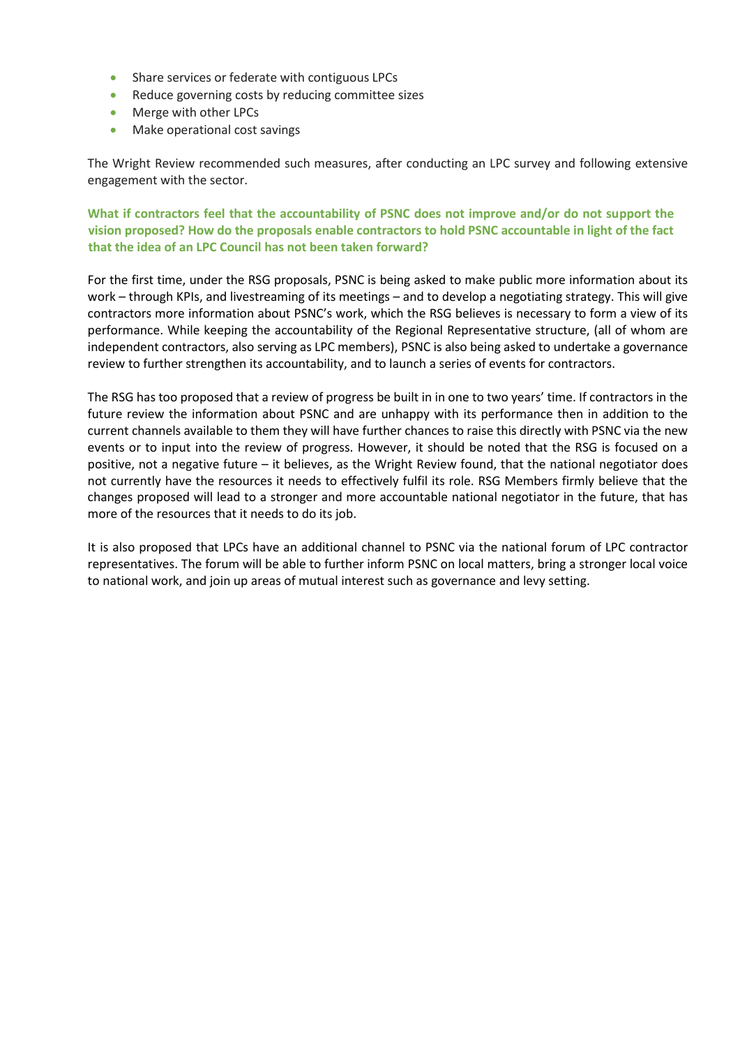- Share services or federate with contiguous LPCs
- Reduce governing costs by reducing committee sizes
- Merge with other LPCs
- Make operational cost savings

The Wright Review recommended such measures, after conducting an LPC survey and following extensive engagement with the sector.

**What if contractors feel that the accountability of PSNC does not improve and/or do not support the vision proposed? How do the proposals enable contractors to hold PSNC accountable in light of the fact that the idea of an LPC Council has not been taken forward?**

For the first time, under the RSG proposals, PSNC is being asked to make public more information about its work – through KPIs, and livestreaming of its meetings – and to develop a negotiating strategy. This will give contractors more information about PSNC's work, which the RSG believes is necessary to form a view of its performance. While keeping the accountability of the Regional Representative structure, (all of whom are independent contractors, also serving as LPC members), PSNC is also being asked to undertake a governance review to further strengthen its accountability, and to launch a series of events for contractors.

The RSG has too proposed that a review of progress be built in in one to two years' time. If contractors in the future review the information about PSNC and are unhappy with its performance then in addition to the current channels available to them they will have further chances to raise this directly with PSNC via the new events or to input into the review of progress. However, it should be noted that the RSG is focused on a positive, not a negative future – it believes, as the Wright Review found, that the national negotiator does not currently have the resources it needs to effectively fulfil its role. RSG Members firmly believe that the changes proposed will lead to a stronger and more accountable national negotiator in the future, that has more of the resources that it needs to do its job.

It is also proposed that LPCs have an additional channel to PSNC via the national forum of LPC contractor representatives. The forum will be able to further inform PSNC on local matters, bring a stronger local voice to national work, and join up areas of mutual interest such as governance and levy setting.